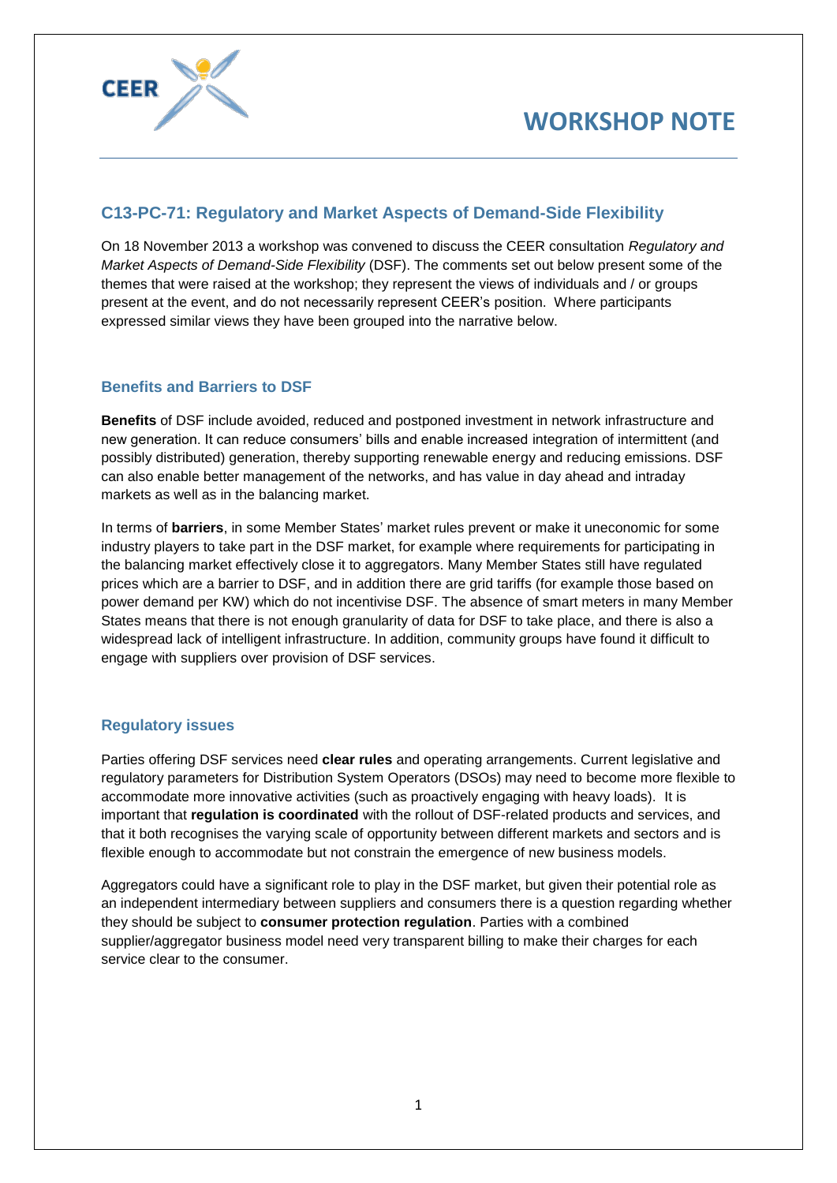# WORKSHOP NOTE

## C13-PC-71: Regulatory and Market Aspects of Demand-Side Flexibility

On 18 November 2013 a workshop was convened to discuss the CEER consultation *Regulatory and Market Aspects of Demand-Side Flexibility* (DSF). The comments set out below present some of the themes that were raised at the workshop; they represent the views of individuals and / or groups present at the event, and do not necessarily represent CEER's position. Where participants expressed similar views they have been grouped into the narrative below.

### Benefits and Barriers to DSF

**Benefits** of DSF include avoided, reduced and postponed investment in network infrastructure and new generation. It can reduce consumers' bills and enable increased integration of intermittent (and possibly distributed) generation, thereby supporting renewable energy and reducing emissions. DSF can also enable better management of the networks, and has value in day ahead and intraday markets as well as in the balancing market.

In terms of **barriers**, in some Member States' market rules prevent or make it uneconomic for some industry players to take part in the DSF market, for example where requirements for participating in the balancing market effectively close it to aggregators. Many Member States still have regulated prices which are a barrier to DSF, and in addition there are grid tariffs (for example those based on power demand per KW) which do not incentivise DSF. The absence of smart meters in many Member States means that there is not enough granularity of data for DSF to take place, and there is also a widespread lack of intelligent infrastructure. In addition, community groups have found it difficult to engage with suppliers over provision of DSF services.

### Regulatory issues

Parties offering DSF services need **clear rules** and operating arrangements. Current legislative and regulatory parameters for Distribution System Operators (DSOs) may need to become more flexible to accommodate more innovative activities (such as proactively engaging with heavy loads). It is important that **regulation is coordinated** with the rollout of DSF-related products and services, and that it both recognises the varying scale of opportunity between different markets and sectors and is flexible enough to accommodate but not constrain the emergence of new business models.

Aggregators could have a significant role to play in the DSF market, but given their potential role as an independent intermediary between suppliers and consumers there is a question regarding whether they should be subject to **consumer protection regulation**. Parties with a combined supplier/aggregator business model need very transparent billing to make their charges for each service clear to the consumer.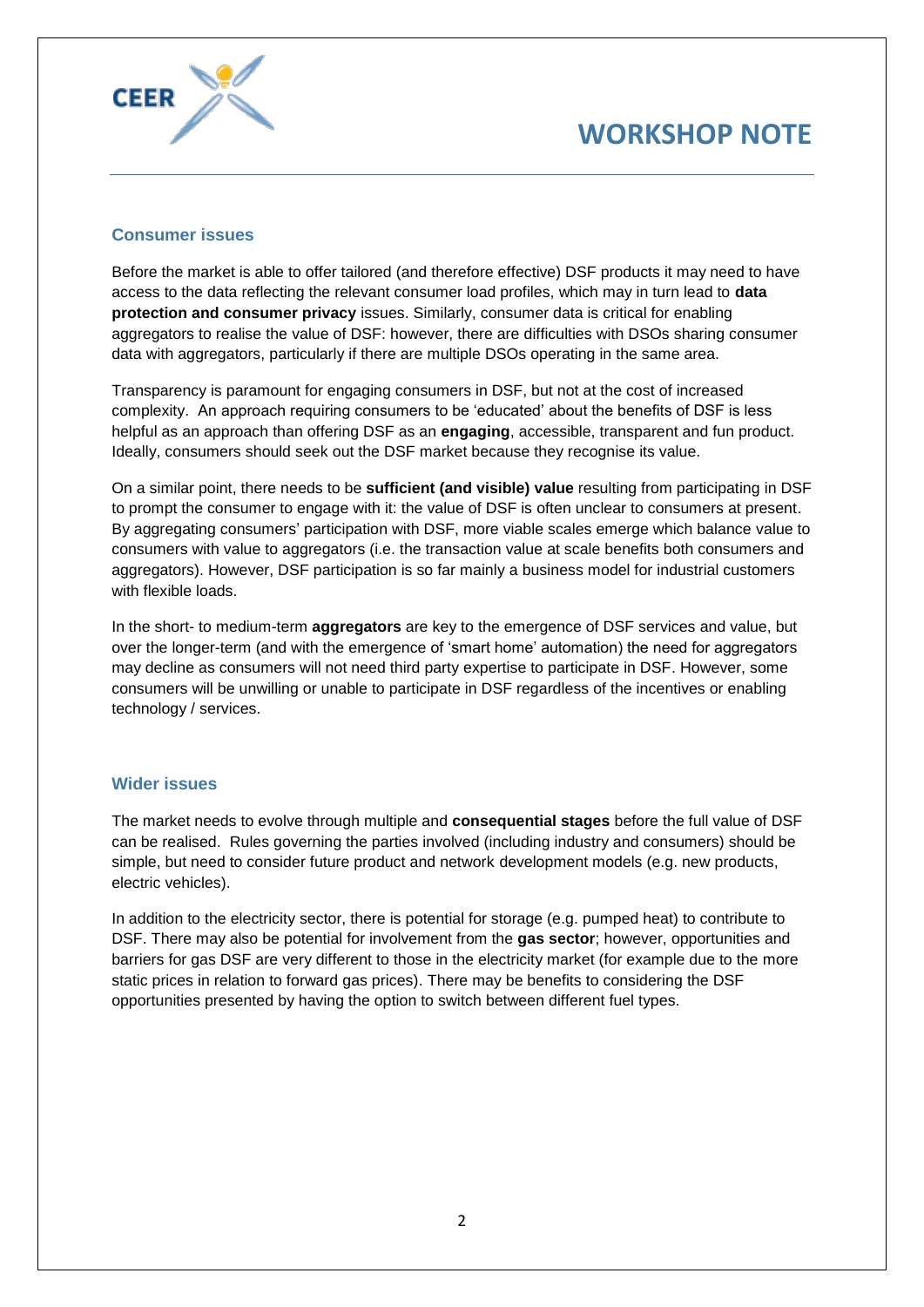## Consumer issues

Before the market is able to offer tailored (and therefore effective) DSF products it may need to have access to the data reflecting the relevant consumer load profiles, which may in turn lead to **data protection and consumer privacy** issues. Similarly, consumer data is critical for enabling aggregators to realise the value of DSF: however, there are difficulties with DSOs sharing consumer data with aggregators, particularly if there are multiple DSOs operating in the same area.

Transparency is paramount for engaging consumers in DSF, but not at the cost of increased complexity. An approach requiring consumers to be 'educated' about the benefits of DSF is less helpful as an approach than offering DSF as an **engaging**, accessible, transparent and fun product. Ideally, consumers should seek out the DSF market because they recognise its value.

On a similar point, there needs to be **sufficient (and visible) value** resulting from participating in DSF to prompt the consumer to engage with it: the value of DSF is often unclear to consumers at present. By aggregating consumers' participation with DSF, more viable scales emerge which balance value to consumers with value to aggregators (i.e. the transaction value at scale benefits both consumers and aggregators). However, DSF participation is so far mainly a business model for industrial customers with flexible loads.

In the short- to medium-term **aggregators** are key to the emergence of DSF services and value, but over the longer-term (and with the emergence of 'smart home' automation) the need for aggregators may decline as consumers will not need third party expertise to participate in DSF. However, some consumers will be unwilling or unable to participate in DSF regardless of the incentives or enabling technology / services.

## Wider issues

The market needs to evolve through multiple and **consequential stages** before the full value of DSF can be realised. Rules governing the parties involved (including industry and consumers) should be simple, but need to consider future product and network development models (e.g. new products, electric vehicles).

In addition to the electricity sector, there is potential for storage (e.g. pumped heat) to contribute to DSF. There may also be potential for involvement from the **gas sector**; however, opportunities and barriers for gas DSF are very different to those in the electricity market (for example due to the more static prices in relation to forward gas prices). There may be benefits to considering the DSF opportunities presented by having the option to switch between different fuel types.